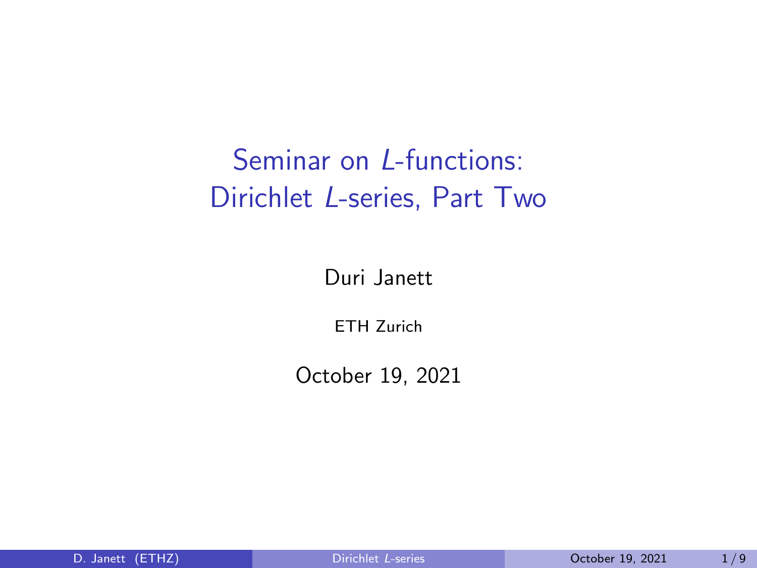# Seminar on $L$-functions: Dirichlet $L$-series, Part Two

Duri Janett

ETH Zurich

October 19, 2021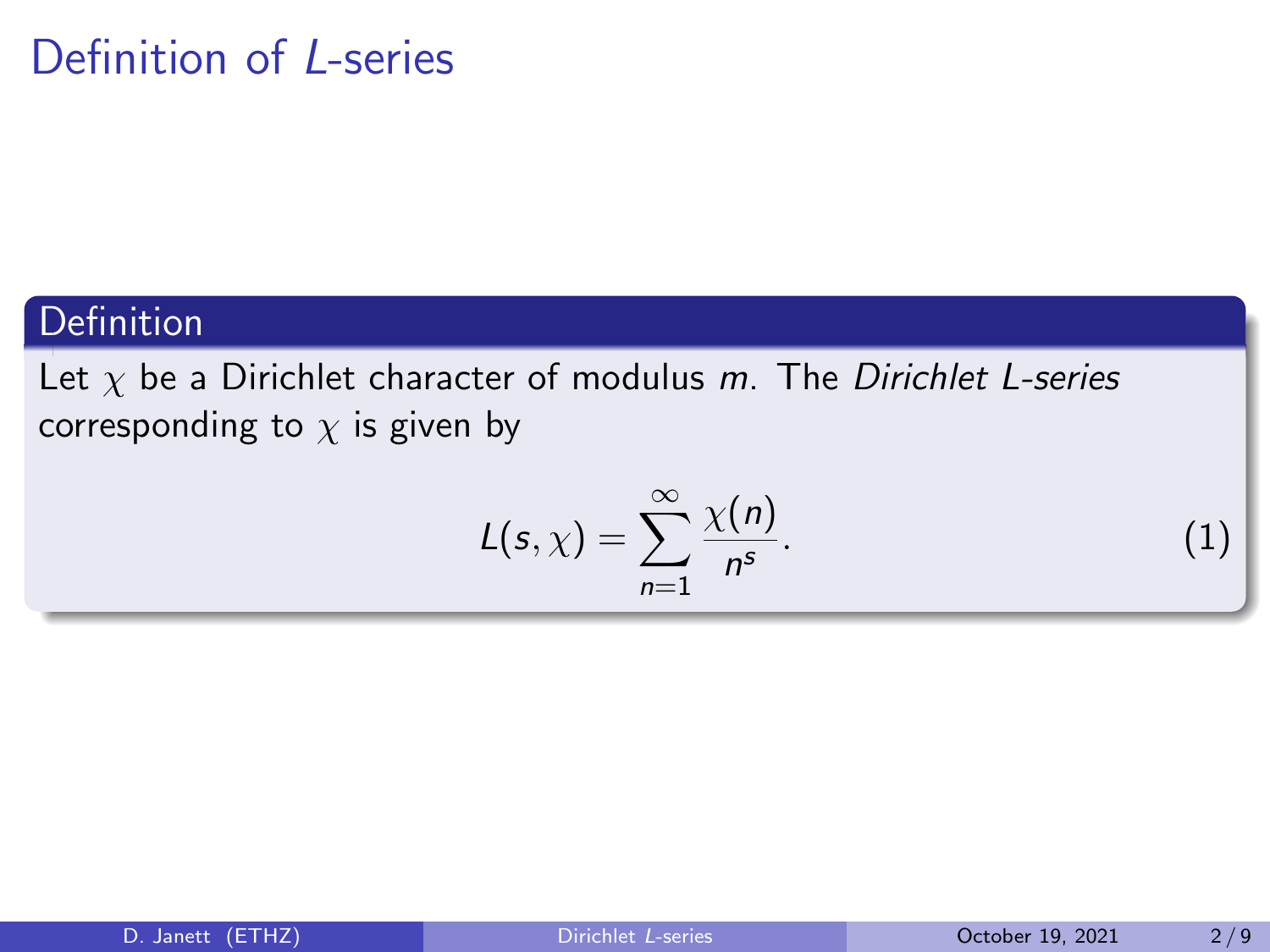# Definition of $L$-series

**Definition**

Let $\chi$ be a Dirichlet character of modulus $m$. The *Dirichlet L-series* corresponding to $\chi$ is given by

$$L(s, \chi) = \sum_{n=1}^{\infty} \frac{\chi(n)}{n^s}. \tag{1}$$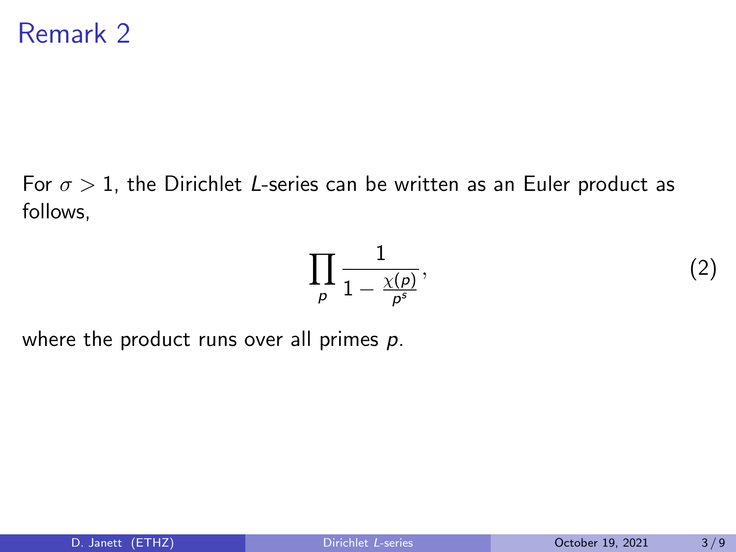# Remark 2

For $\sigma > 1$, the Dirichlet $L$-series can be written as an Euler product as follows,

$$\prod_p \frac{1}{1 - \frac{\chi(p)}{p^s}}, \tag{2}$$

where the product runs over all primes $p$.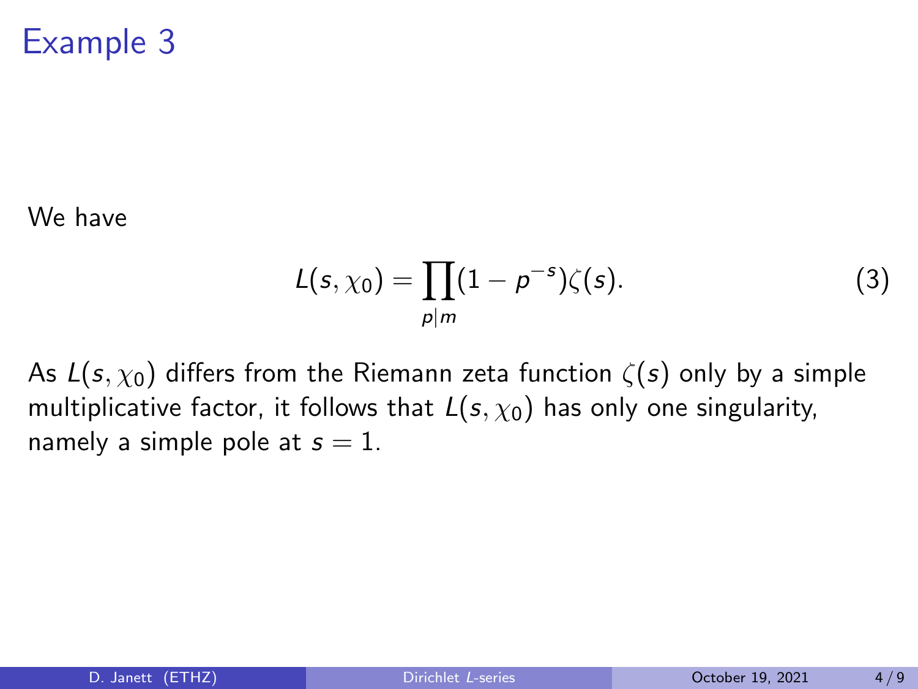# Example 3

We have

$$L(s, \chi_0) = \prod_{p|m} (1 - p^{-s}) \zeta(s). \tag{3}$$

As $L(s, \chi_0)$ differs from the Riemann zeta function $\zeta(s)$ only by a simple multiplicative factor, it follows that $L(s, \chi_0)$ has only one singularity, namely a simple pole at $s = 1$.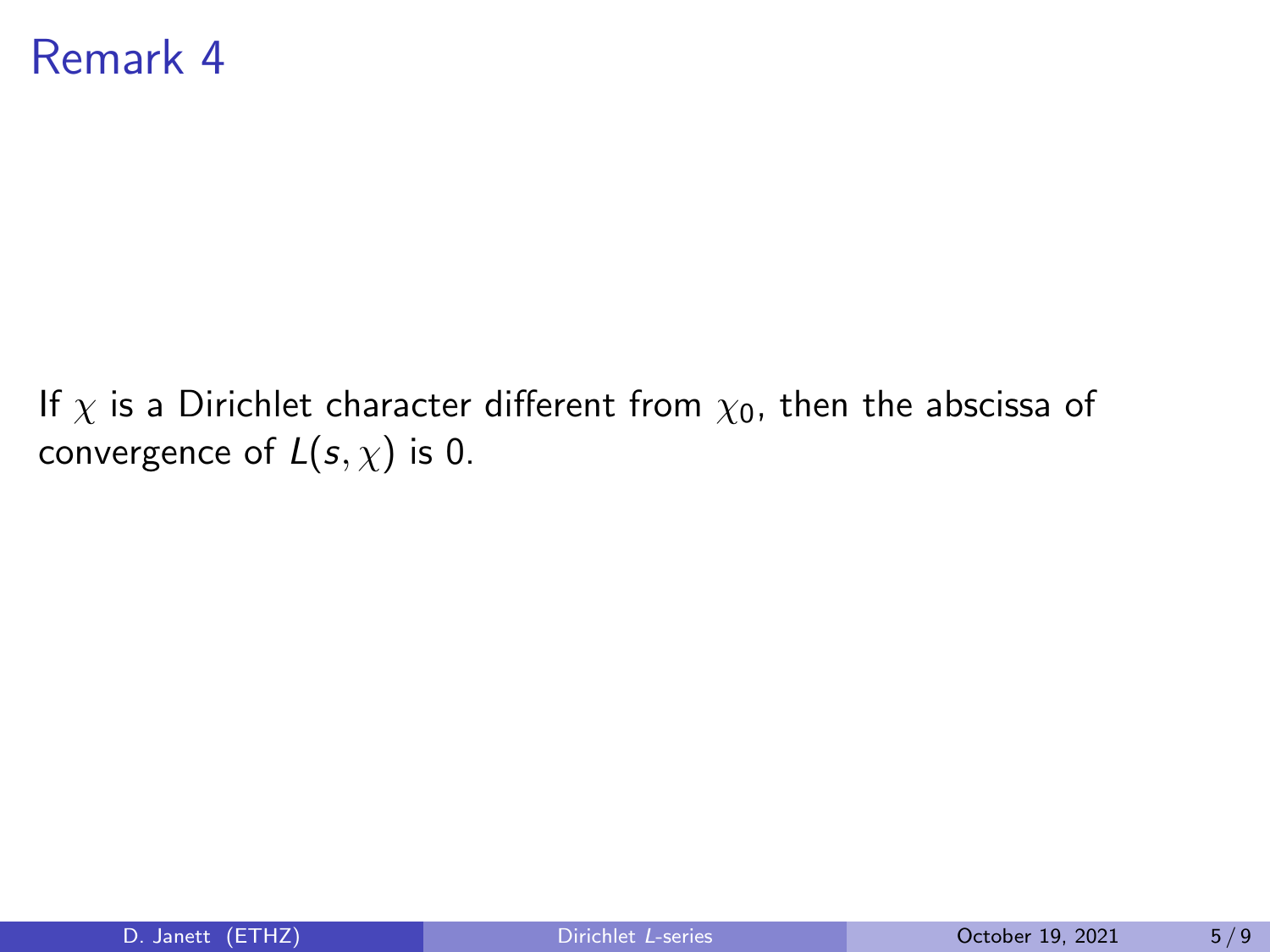# Remark 4

If $\chi$ is a Dirichlet character different from $\chi_0$, then the abscissa of convergence of $L(s, \chi)$ is 0.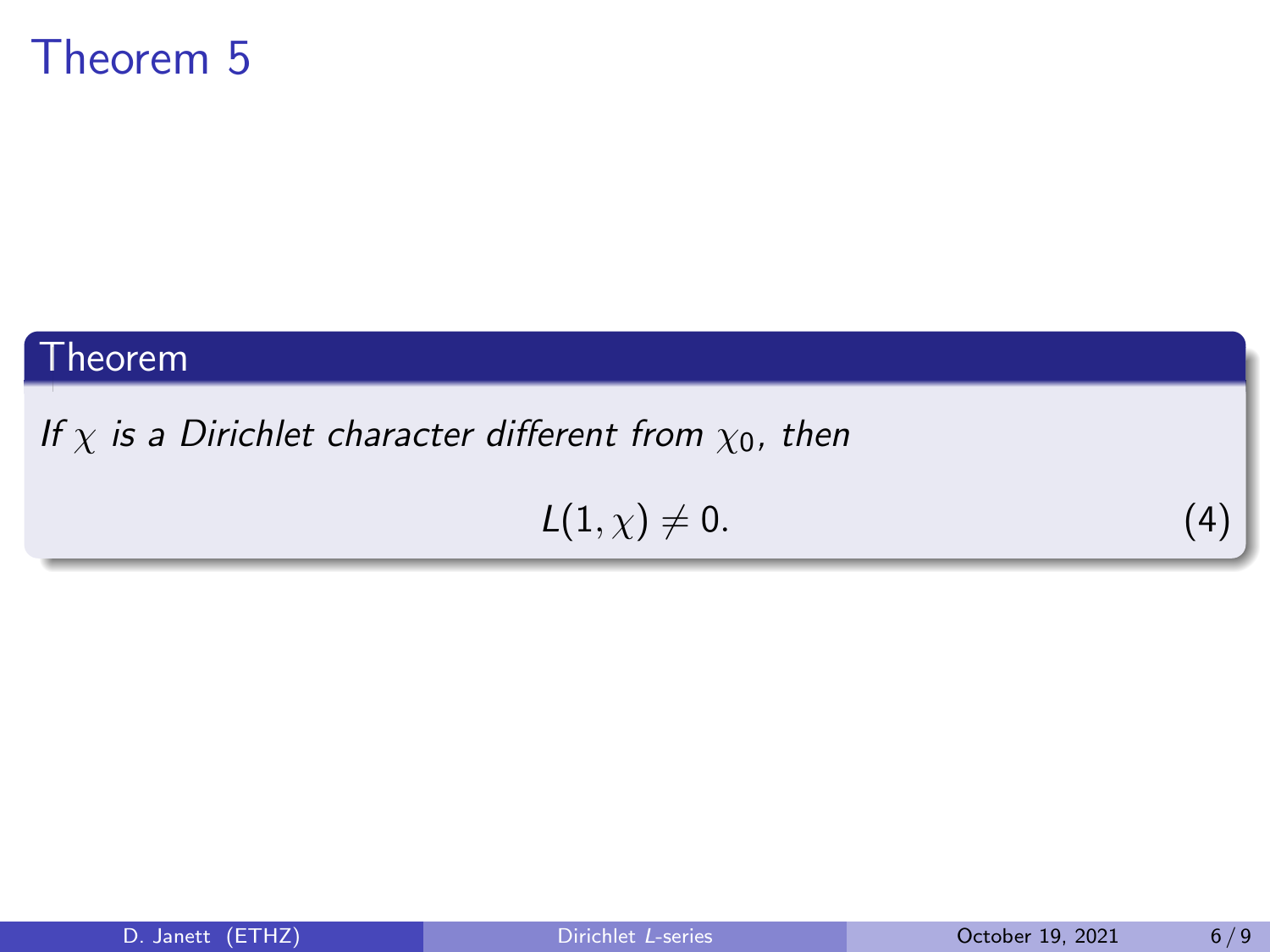# Theorem 5

**Theorem**

*If $\chi$ is a Dirichlet character different from $\chi_0$, then*

$$L(1, \chi) \neq 0. \tag{4}$$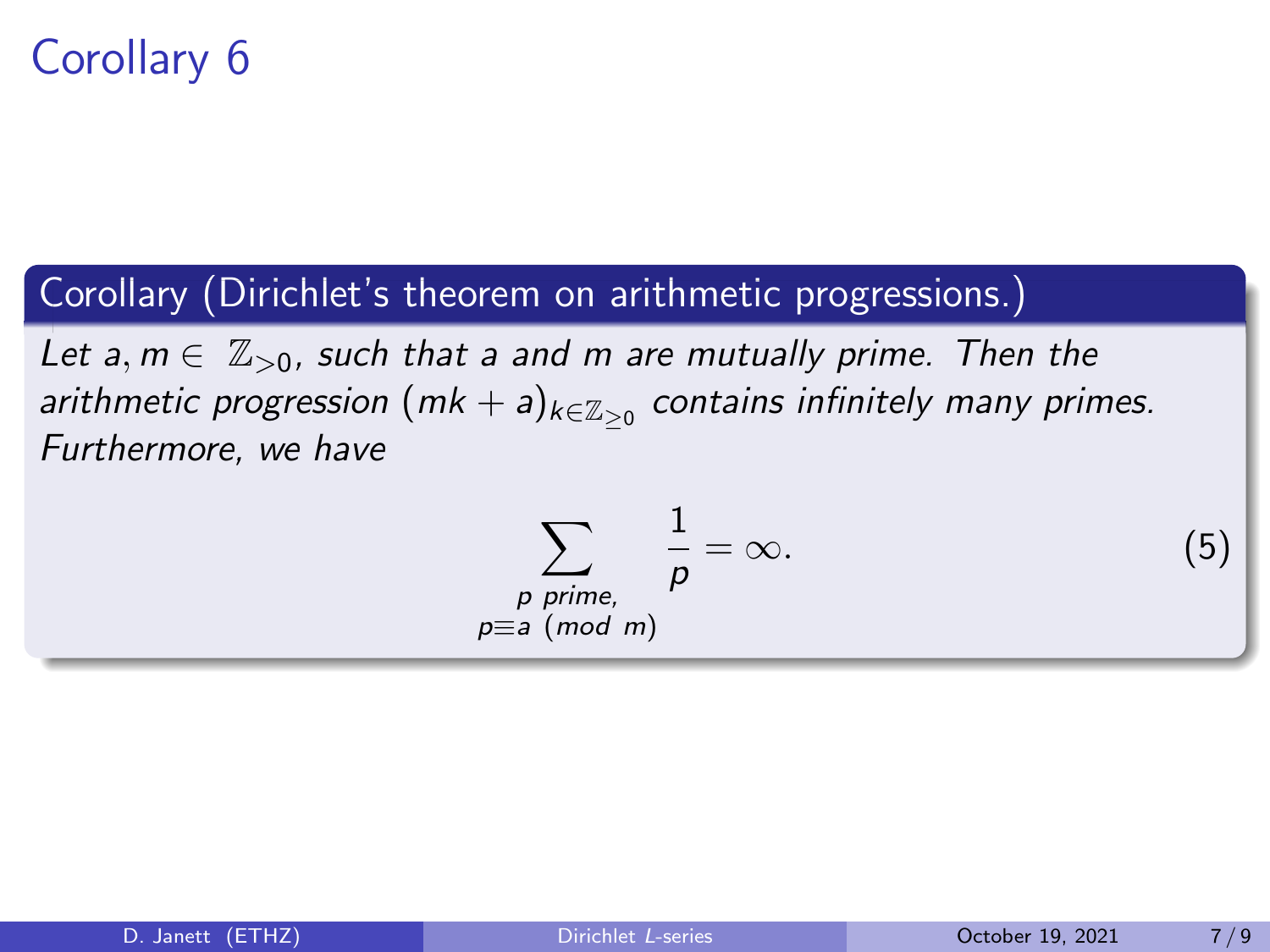# Corollary 6

**Corollary (Dirichlet's theorem on arithmetic progressions.)**

*Let $a, m \in \mathbb{Z}_{>0}$, such that $a$ and $m$ are mutually prime. Then the arithmetic progression $(mk + a)_{k \in \mathbb{Z}_{\geq 0}}$ contains infinitely many primes. Furthermore, we have*

$$\sum_{\substack{p \text{ prime}, \\ p \equiv a \pmod{m}}} \frac{1}{p} = \infty. \tag{5}$$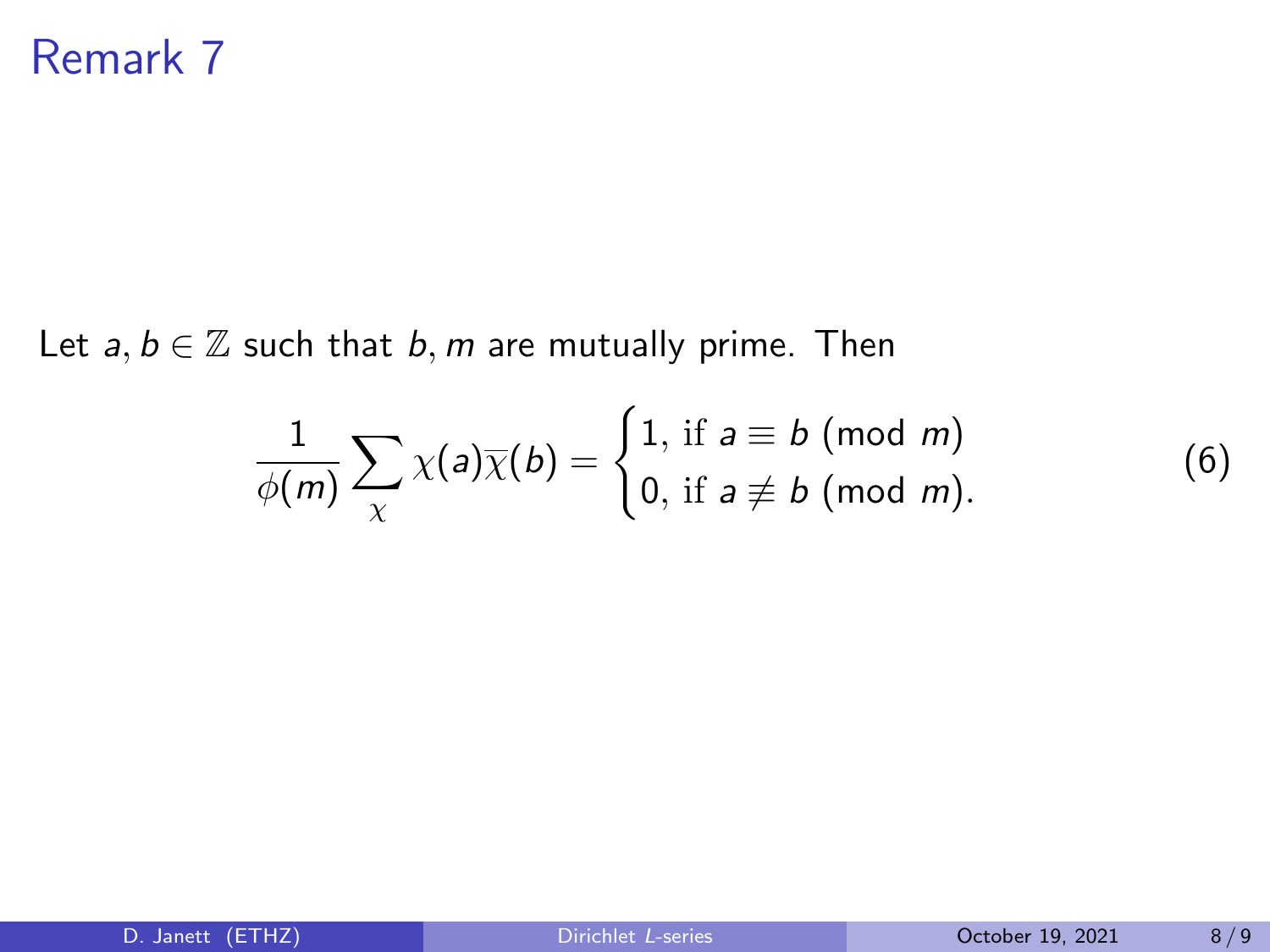# Remark 7

Let $a, b \in \mathbb{Z}$ such that $b, m$ are mutually prime. Then

$$\frac{1}{\phi(m)} \sum_{\chi} \chi(a)\overline{\chi}(b) = \begin{cases} 1, \text{ if } a \equiv b \pmod{m} \\ 0, \text{ if } a \not\equiv b \pmod{m}. \end{cases} \tag{6}$$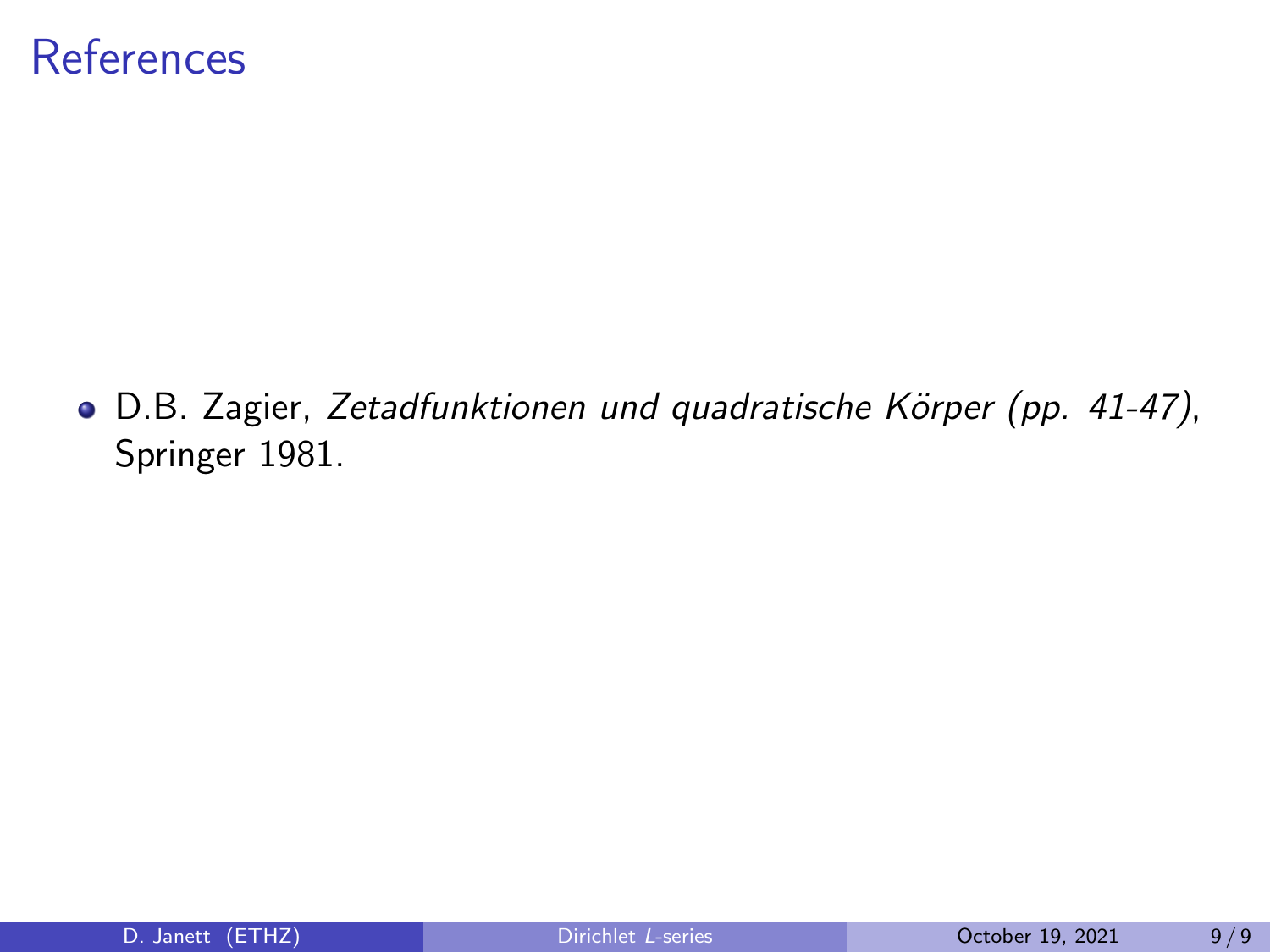# References

- D.B. Zagier, *Zetadfunktionen und quadratische Körper (pp. 41-47)*, Springer 1981.